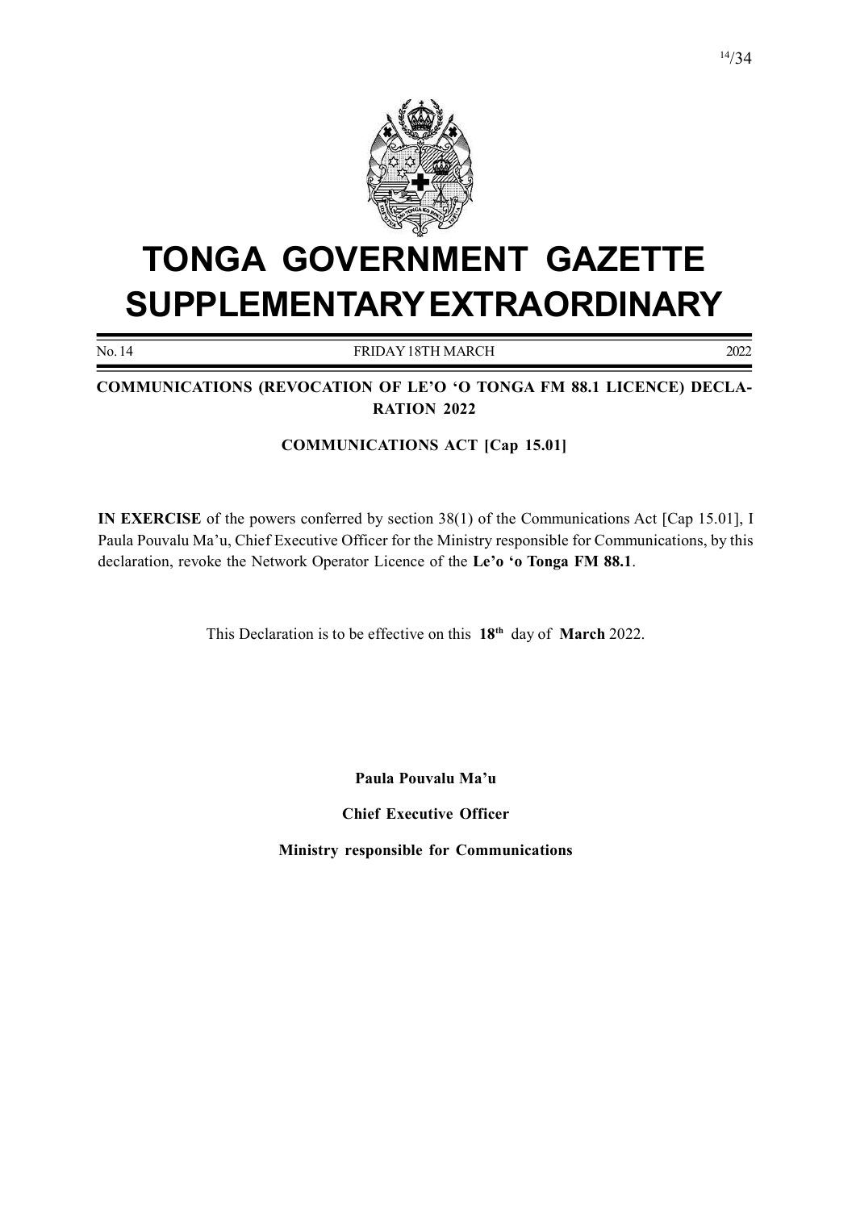# TONGA GOVERNMENT GAZETTE SUPPLEMENTARY EXTRAORDINARY

No. 14 FRIDAY 18TH MARCH 2022

## COMMUNICATIONS (REVOCATION OF LE'O 'O TONGA FM 88.1 LICENCE) DECLARATION 2022

### COMMUNICATIONS ACT [Cap 15.01]

**IN EXERCISE** of the powers conferred by section 38(1) of the Communications Act [Cap 15.01], I Paula Pouvalu Ma'u, Chief Executive Officer for the Ministry responsible for Communications, by this declaration, revoke the Network Operator Licence of the **Le'o 'o Tonga FM 88.1**.

This Declaration is to be effective on this **18th** day of **March** 2022.

**Paula Pouvalu Ma'u**

**Chief Executive Officer**

**Ministry responsible for Communications**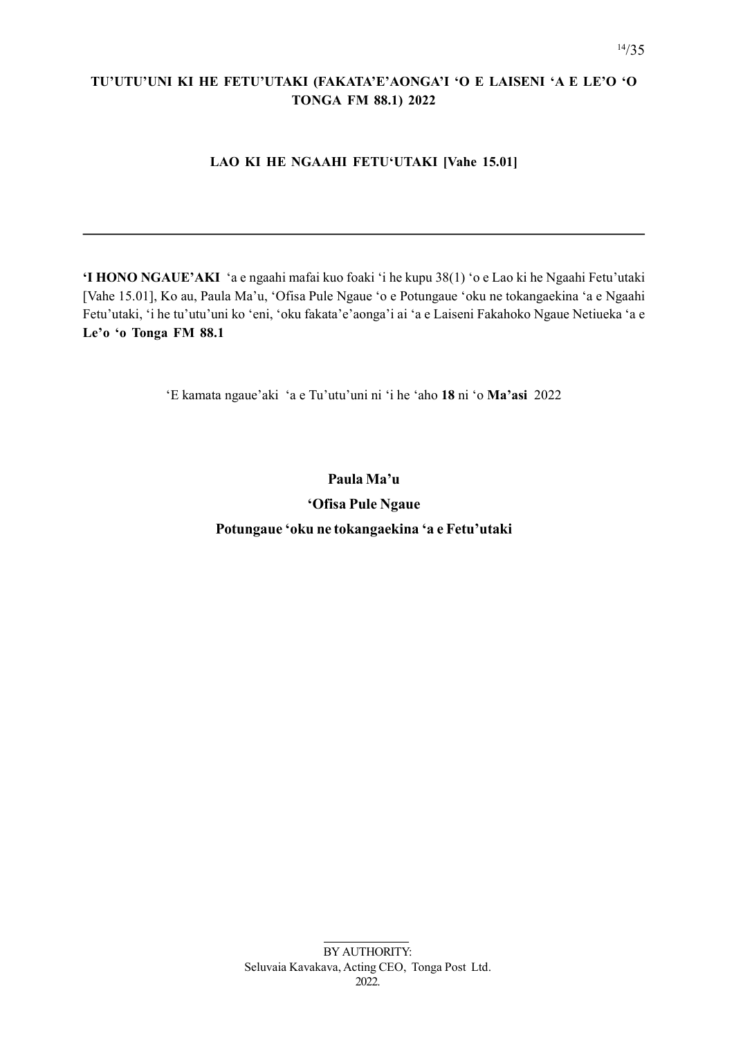**TU'UTU'UNI KI HE FETU'UTAKI (FAKATA'E'AONGA'I 'O E LAISENI 'A E LE'O 'O TONGA FM 88.1) 2022**

**LAO KI HE NGAAHI FETU'UTAKI [Vahe 15.01]**

---

**'I HONO NGAUE'AKI** 'a e ngaahi mafai kuo foaki 'i he kupu 38(1) 'o e Lao ki he Ngaahi Fetu'utaki [Vahe 15.01], Ko au, Paula Ma'u, 'Ofisa Pule Ngaue 'o e Potungaue 'oku ne tokangaekina 'a e Ngaahi Fetu'utaki, 'i he tu'utu'uni ko 'eni, 'oku fakata'e'aonga'i ai 'a e Laiseni Fakahoko Ngaue Netiueka 'a e **Le'o 'o Tonga FM 88.1**

'E kamata ngaue'aki 'a e Tu'utu'uni ni 'i he 'aho **18** ni 'o **Ma'asi** 2022

**Paula Ma'u**

**'Ofisa Pule Ngaue**

**Potungaue 'oku ne tokangaekina 'a e Fetu'utaki**

BY AUTHORITY:
Seluvaia Kavakava, Acting CEO, Tonga Post Ltd.
2022.